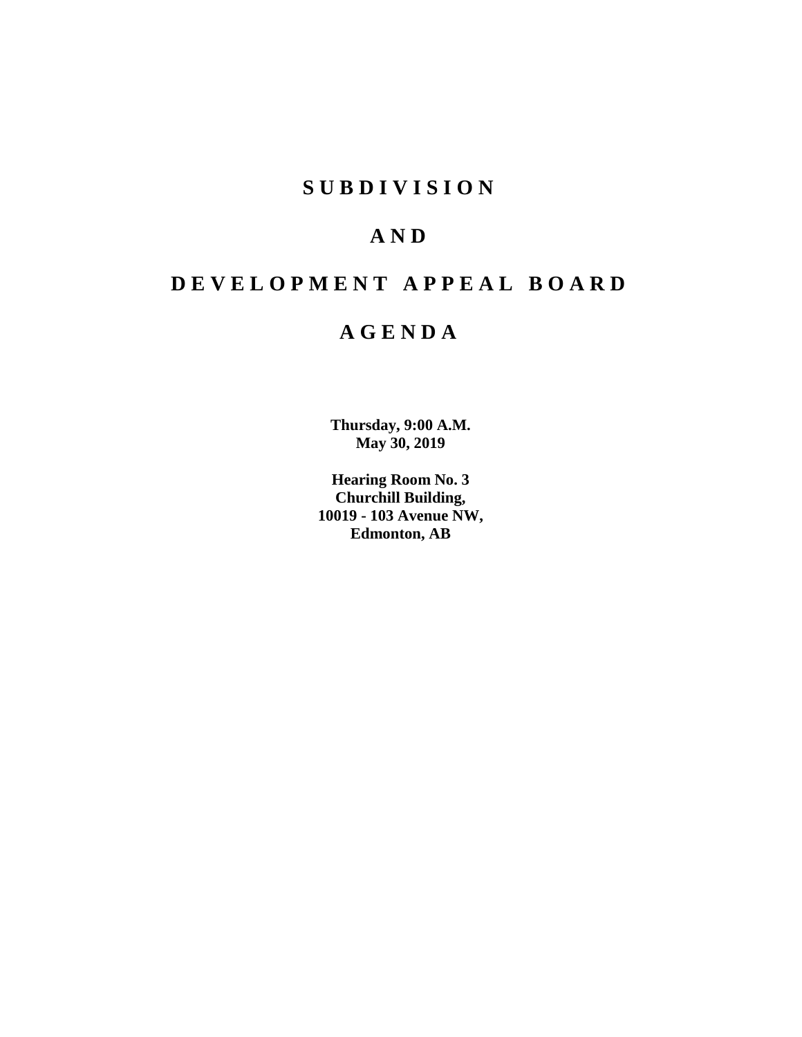# S U B D I V I S I O N

# A N D

# D E V E L O P M E N T   A P P E A L   B O A R D

# A G E N D A

**Thursday, 9:00 A.M.**
**May 30, 2019**

**Hearing Room No. 3**
**Churchill Building,**
**10019 - 103 Avenue NW,**
**Edmonton, AB**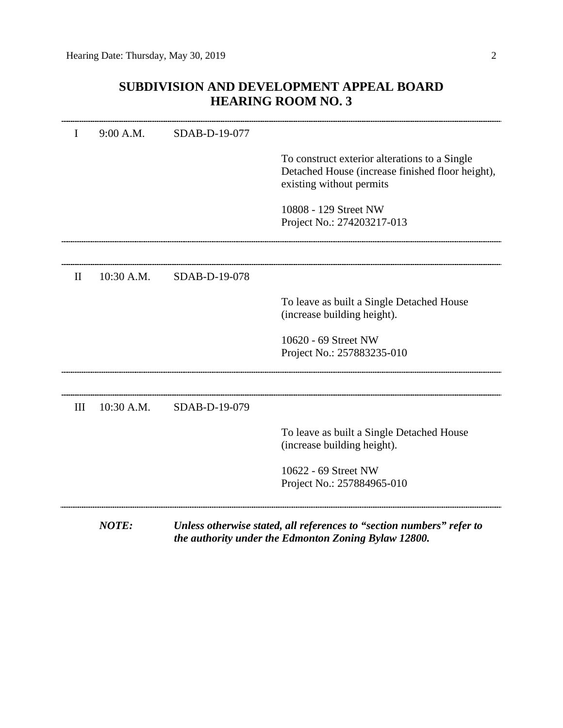## SUBDIVISION AND DEVELOPMENT APPEAL BOARD
## HEARING ROOM NO. 3

---

| | | | |
|---|---|---|---|
| I | 9:00 A.M. | SDAB-D-19-077 | |
| | | | To construct exterior alterations to a Single Detached House (increase finished floor height), existing without permits |
| | | | 10808 - 129 Street NW<br>Project No.: 274203217-013 |

---

| | | | |
|---|---|---|---|
| II | 10:30 A.M. | SDAB-D-19-078 | |
| | | | To leave as built a Single Detached House (increase building height). |
| | | | 10620 - 69 Street NW<br>Project No.: 257883235-010 |

---

| | | | |
|---|---|---|---|
| III | 10:30 A.M. | SDAB-D-19-079 | |
| | | | To leave as built a Single Detached House (increase building height). |
| | | | 10622 - 69 Street NW<br>Project No.: 257884965-010 |

---

***NOTE:*** ***Unless otherwise stated, all references to "section numbers" refer to the authority under the Edmonton Zoning Bylaw 12800.***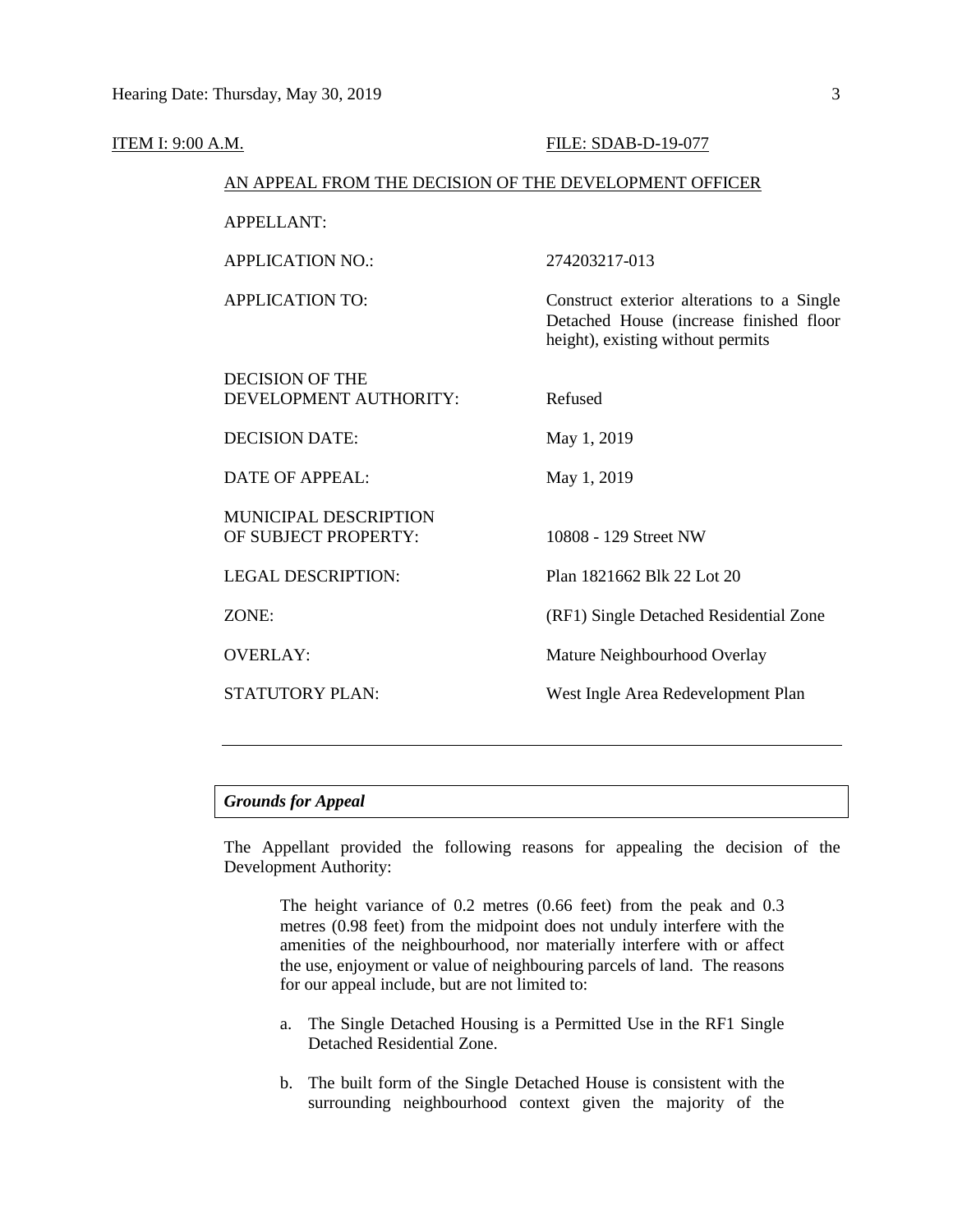ITEM I: 9:00 A.M. FILE: SDAB-D-19-077

AN APPEAL FROM THE DECISION OF THE DEVELOPMENT OFFICER

| | |
|---|---|
| APPELLANT: | |
| APPLICATION NO.: | 274203217-013 |
| APPLICATION TO: | Construct exterior alterations to a Single Detached House (increase finished floor height), existing without permits |
| DECISION OF THE DEVELOPMENT AUTHORITY: | Refused |
| DECISION DATE: | May 1, 2019 |
| DATE OF APPEAL: | May 1, 2019 |
| MUNICIPAL DESCRIPTION OF SUBJECT PROPERTY: | 10808 - 129 Street NW |
| LEGAL DESCRIPTION: | Plan 1821662 Blk 22 Lot 20 |
| ZONE: | (RF1) Single Detached Residential Zone |
| OVERLAY: | Mature Neighbourhood Overlay |
| STATUTORY PLAN: | West Ingle Area Redevelopment Plan |

---

### *Grounds for Appeal*

The Appellant provided the following reasons for appealing the decision of the Development Authority:

> The height variance of 0.2 metres (0.66 feet) from the peak and 0.3 metres (0.98 feet) from the midpoint does not unduly interfere with the amenities of the neighbourhood, nor materially interfere with or affect the use, enjoyment or value of neighbouring parcels of land. The reasons for our appeal include, but are not limited to:
>
> a. The Single Detached Housing is a Permitted Use in the RF1 Single Detached Residential Zone.
>
> b. The built form of the Single Detached House is consistent with the surrounding neighbourhood context given the majority of the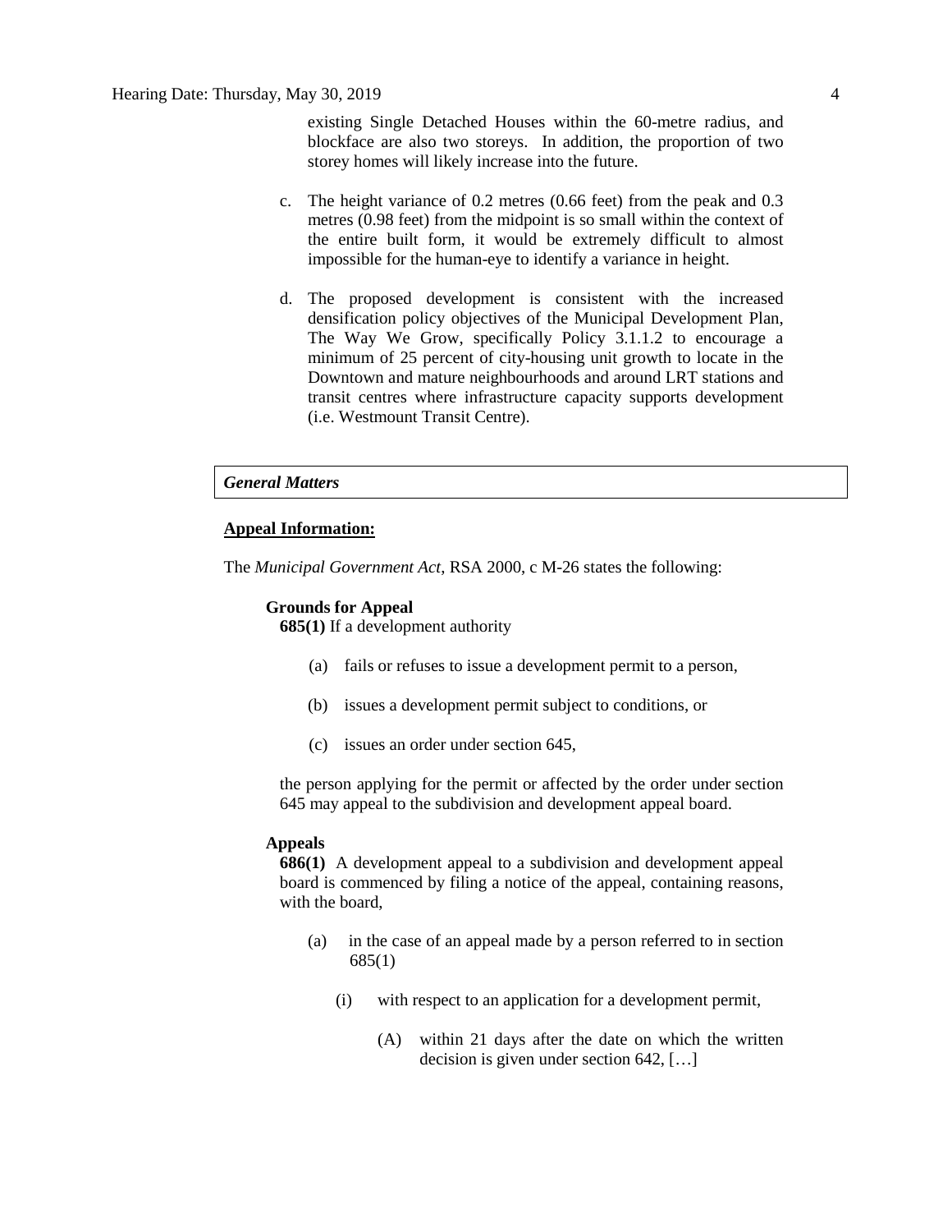existing Single Detached Houses within the 60-metre radius, and blockface are also two storeys. In addition, the proportion of two storey homes will likely increase into the future.

c. The height variance of 0.2 metres (0.66 feet) from the peak and 0.3 metres (0.98 feet) from the midpoint is so small within the context of the entire built form, it would be extremely difficult to almost impossible for the human-eye to identify a variance in height.

d. The proposed development is consistent with the increased densification policy objectives of the Municipal Development Plan, The Way We Grow, specifically Policy 3.1.1.2 to encourage a minimum of 25 percent of city-housing unit growth to locate in the Downtown and mature neighbourhoods and around LRT stations and transit centres where infrastructure capacity supports development (i.e. Westmount Transit Centre).

## *General Matters*

**Appeal Information:**

The *Municipal Government Act*, RSA 2000, c M-26 states the following:

**Grounds for Appeal**

**685(1)** If a development authority

(a) fails or refuses to issue a development permit to a person,

(b) issues a development permit subject to conditions, or

(c) issues an order under section 645,

the person applying for the permit or affected by the order under section 645 may appeal to the subdivision and development appeal board.

**Appeals**

**686(1)** A development appeal to a subdivision and development appeal board is commenced by filing a notice of the appeal, containing reasons, with the board,

(a) in the case of an appeal made by a person referred to in section 685(1)

(i) with respect to an application for a development permit,

(A) within 21 days after the date on which the written decision is given under section 642, […]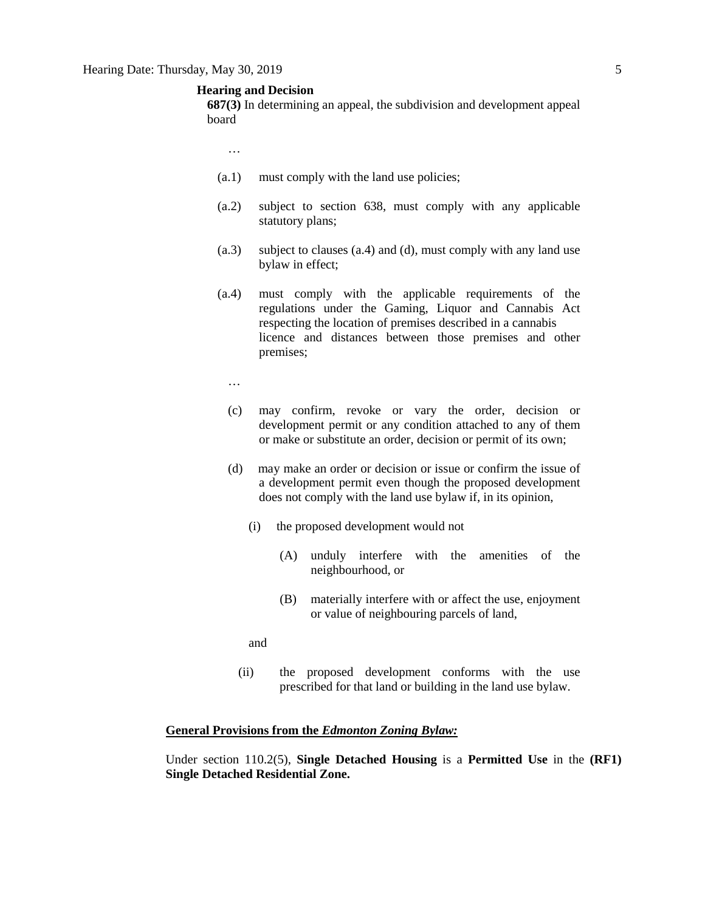**Hearing and Decision**

**687(3)** In determining an appeal, the subdivision and development appeal board

…

(a.1) must comply with the land use policies;

(a.2) subject to section 638, must comply with any applicable statutory plans;

(a.3) subject to clauses (a.4) and (d), must comply with any land use bylaw in effect;

(a.4) must comply with the applicable requirements of the regulations under the Gaming, Liquor and Cannabis Act respecting the location of premises described in a cannabis licence and distances between those premises and other premises;

…

(c) may confirm, revoke or vary the order, decision or development permit or any condition attached to any of them or make or substitute an order, decision or permit of its own;

(d) may make an order or decision or issue or confirm the issue of a development permit even though the proposed development does not comply with the land use bylaw if, in its opinion,

(i) the proposed development would not

(A) unduly interfere with the amenities of the neighbourhood, or

(B) materially interfere with or affect the use, enjoyment or value of neighbouring parcels of land,

and

(ii) the proposed development conforms with the use prescribed for that land or building in the land use bylaw.

**General Provisions from the *Edmonton Zoning Bylaw:***

Under section 110.2(5), **Single Detached Housing** is a **Permitted Use** in the **(RF1) Single Detached Residential Zone.**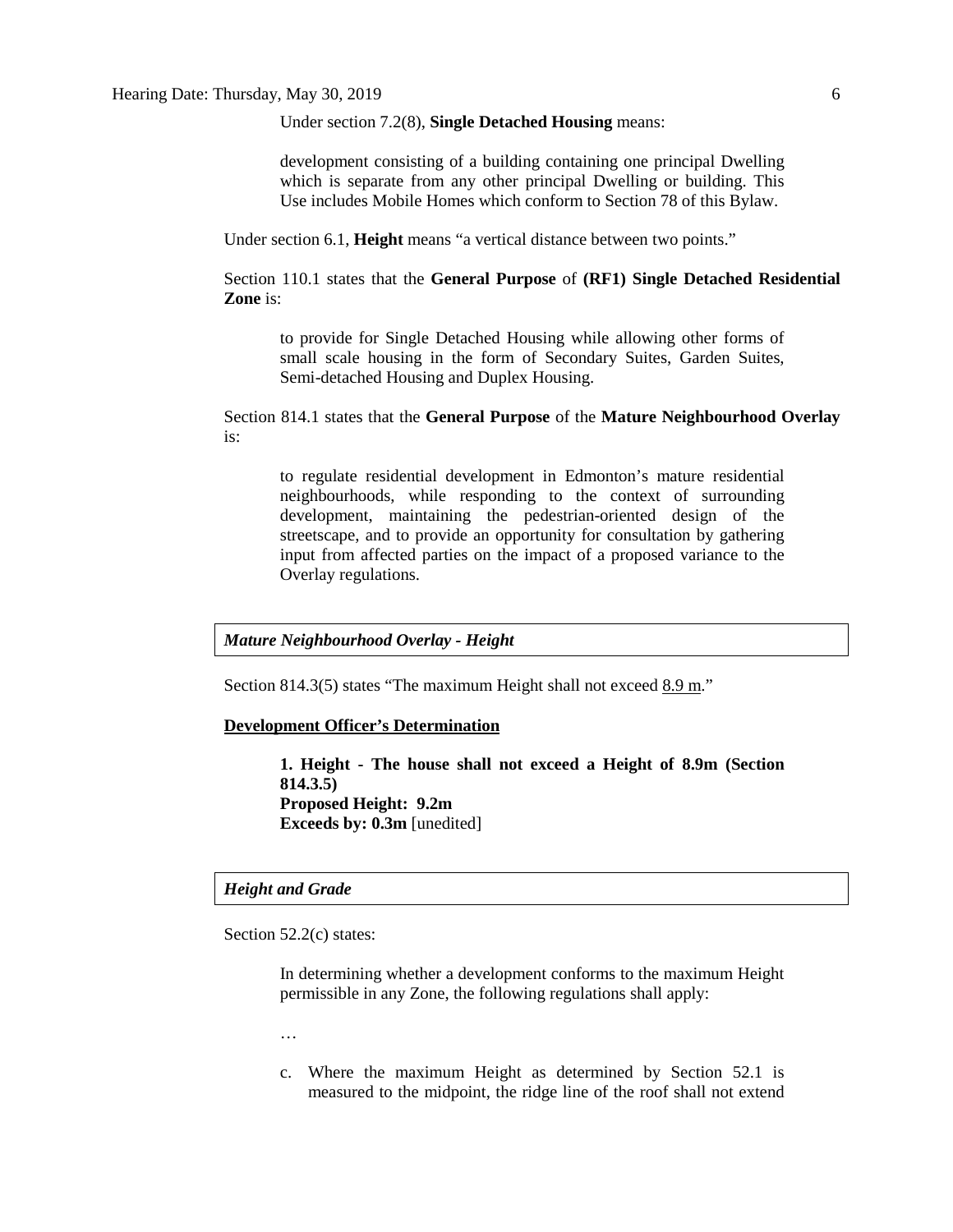Under section 7.2(8), **Single Detached Housing** means:

> development consisting of a building containing one principal Dwelling which is separate from any other principal Dwelling or building. This Use includes Mobile Homes which conform to Section 78 of this Bylaw.

Under section 6.1, **Height** means "a vertical distance between two points."

Section 110.1 states that the **General Purpose** of **(RF1) Single Detached Residential Zone** is:

> to provide for Single Detached Housing while allowing other forms of small scale housing in the form of Secondary Suites, Garden Suites, Semi-detached Housing and Duplex Housing.

Section 814.1 states that the **General Purpose** of the **Mature Neighbourhood Overlay** is:

> to regulate residential development in Edmonton's mature residential neighbourhoods, while responding to the context of surrounding development, maintaining the pedestrian-oriented design of the streetscape, and to provide an opportunity for consultation by gathering input from affected parties on the impact of a proposed variance to the Overlay regulations.

### *Mature Neighbourhood Overlay - Height*

Section 814.3(5) states "The maximum Height shall not exceed 8.9 m."

**Development Officer's Determination**

> **1. Height - The house shall not exceed a Height of 8.9m (Section 814.3.5)**
> **Proposed Height: 9.2m**
> **Exceeds by: 0.3m** [unedited]

### *Height and Grade*

Section 52.2(c) states:

> In determining whether a development conforms to the maximum Height permissible in any Zone, the following regulations shall apply:
>
> …
>
> c. Where the maximum Height as determined by Section 52.1 is measured to the midpoint, the ridge line of the roof shall not extend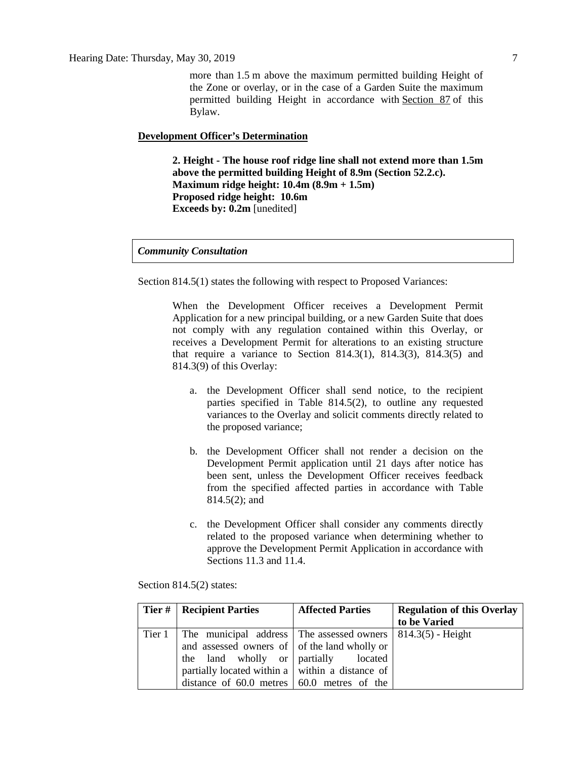more than 1.5 m above the maximum permitted building Height of the Zone or overlay, or in the case of a Garden Suite the maximum permitted building Height in accordance with Section 87 of this Bylaw.

**Development Officer's Determination**

> **2. Height - The house roof ridge line shall not extend more than 1.5m above the permitted building Height of 8.9m (Section 52.2.c).**
> **Maximum ridge height: 10.4m (8.9m + 1.5m)**
> **Proposed ridge height: 10.6m**
> **Exceeds by: 0.2m** [unedited]

***Community Consultation***

Section 814.5(1) states the following with respect to Proposed Variances:

> When the Development Officer receives a Development Permit Application for a new principal building, or a new Garden Suite that does not comply with any regulation contained within this Overlay, or receives a Development Permit for alterations to an existing structure that require a variance to Section 814.3(1), 814.3(3), 814.3(5) and 814.3(9) of this Overlay:
>
> a. the Development Officer shall send notice, to the recipient parties specified in Table 814.5(2), to outline any requested variances to the Overlay and solicit comments directly related to the proposed variance;
>
> b. the Development Officer shall not render a decision on the Development Permit application until 21 days after notice has been sent, unless the Development Officer receives feedback from the specified affected parties in accordance with Table 814.5(2); and
>
> c. the Development Officer shall consider any comments directly related to the proposed variance when determining whether to approve the Development Permit Application in accordance with Sections 11.3 and 11.4.

Section 814.5(2) states:

| Tier # | Recipient Parties | Affected Parties | Regulation of this Overlay to be Varied |
|---|---|---|---|
| Tier 1 | The municipal address and assessed owners of the land wholly or partially located within a distance of 60.0 metres | The assessed owners of the land wholly or partially located within a distance of 60.0 metres of the | 814.3(5) - Height |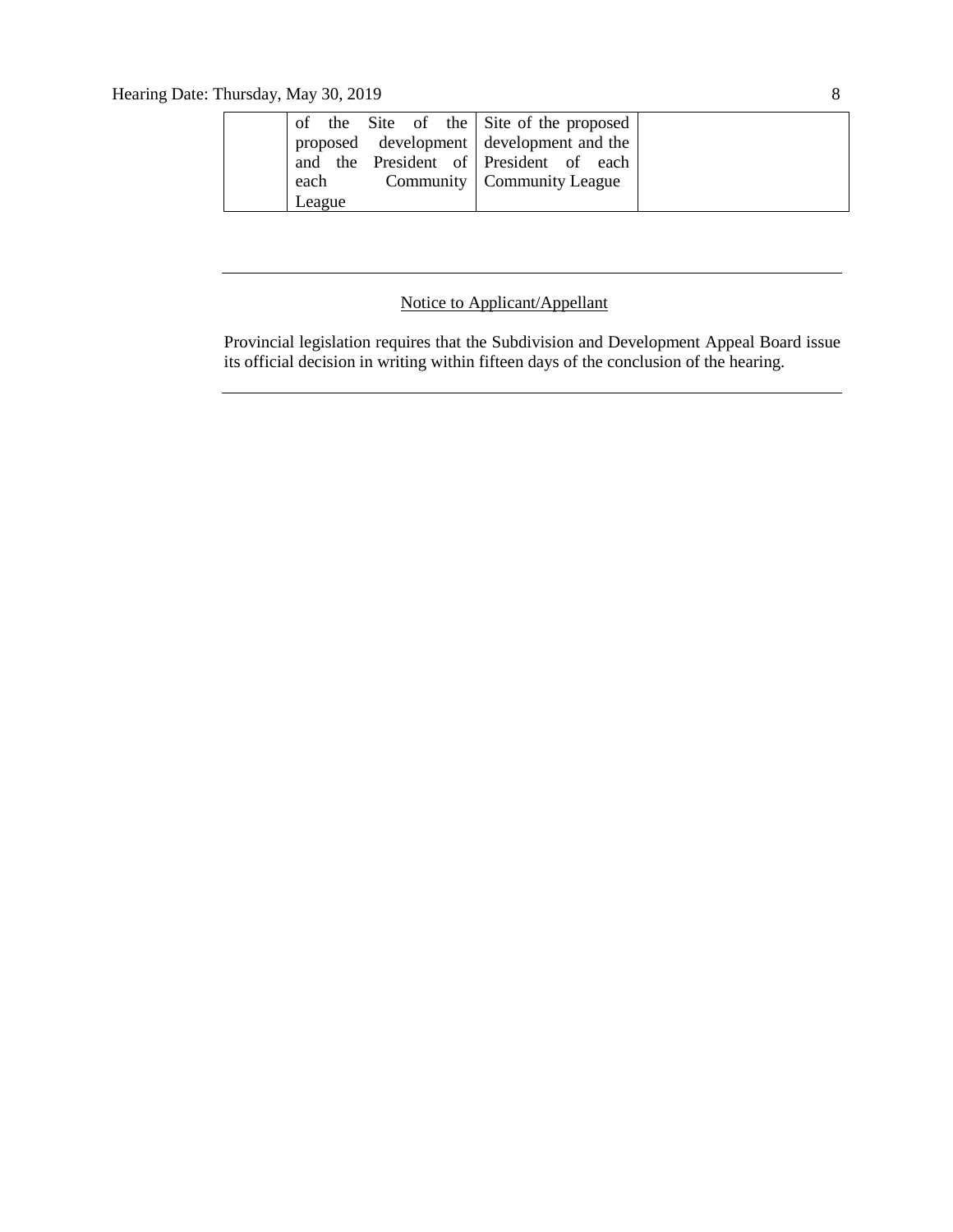|  | of the Site of the proposed development and the President of each Community League | Site of the proposed development and the President of each Community League |  |
|---|---|---|---|

---

Notice to Applicant/Appellant

Provincial legislation requires that the Subdivision and Development Appeal Board issue its official decision in writing within fifteen days of the conclusion of the hearing.

---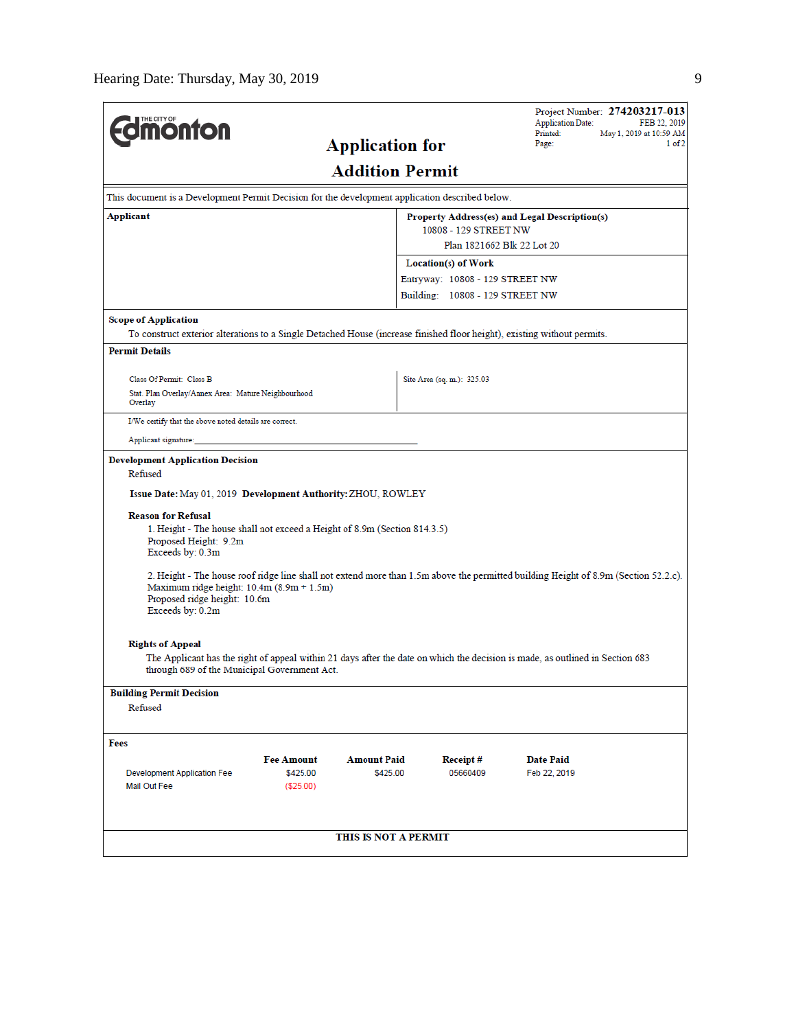Hearing Date: Thursday, May 30, 2019

**THE CITY OF Edmonton**

# Application for Addition Permit

Project Number: **274203217-013**
Application Date: FEB 22, 2019
Printed: May 1, 2019 at 10:59 AM
Page: 1 of 2

This document is a Development Permit Decision for the development application described below.

**Applicant**

**Property Address(es) and Legal Description(s)**
10808 - 129 STREET NW
Plan 1821662 Blk 22 Lot 20

**Location(s) of Work**
Entryway: 10808 - 129 STREET NW
Building: 10808 - 129 STREET NW

**Scope of Application**
To construct exterior alterations to a Single Detached House (increase finished floor height), existing without permits.

**Permit Details**

Class Of Permit: Class B
Stat. Plan Overlay/Annex Area: Mature Neighbourhood Overlay

Site Area (sq. m.): 325.03

I/We certify that the above noted details are correct.

Applicant signature:____________________________

**Development Application Decision**
Refused

**Issue Date:** May 01, 2019 **Development Authority:** ZHOU, ROWLEY

**Reason for Refusal**

1. Height - The house shall not exceed a Height of 8.9m (Section 814.3.5)
Proposed Height: 9.2m
Exceeds by: 0.3m

2. Height - The house roof ridge line shall not extend more than 1.5m above the permitted building Height of 8.9m (Section 52.2.c).
Maximum ridge height: 10.4m (8.9m + 1.5m)
Proposed ridge height: 10.6m
Exceeds by: 0.2m

**Rights of Appeal**
The Applicant has the right of appeal within 21 days after the date on which the decision is made, as outlined in Section 683 through 689 of the Municipal Government Act.

**Building Permit Decision**
Refused

**Fees**

| | Fee Amount | Amount Paid | Receipt # | Date Paid |
|---|---|---|---|---|
| Development Application Fee | $425.00 | $425.00 | 05660409 | Feb 22, 2019 |
| Mail Out Fee | ($25.00) | | | |

**THIS IS NOT A PERMIT**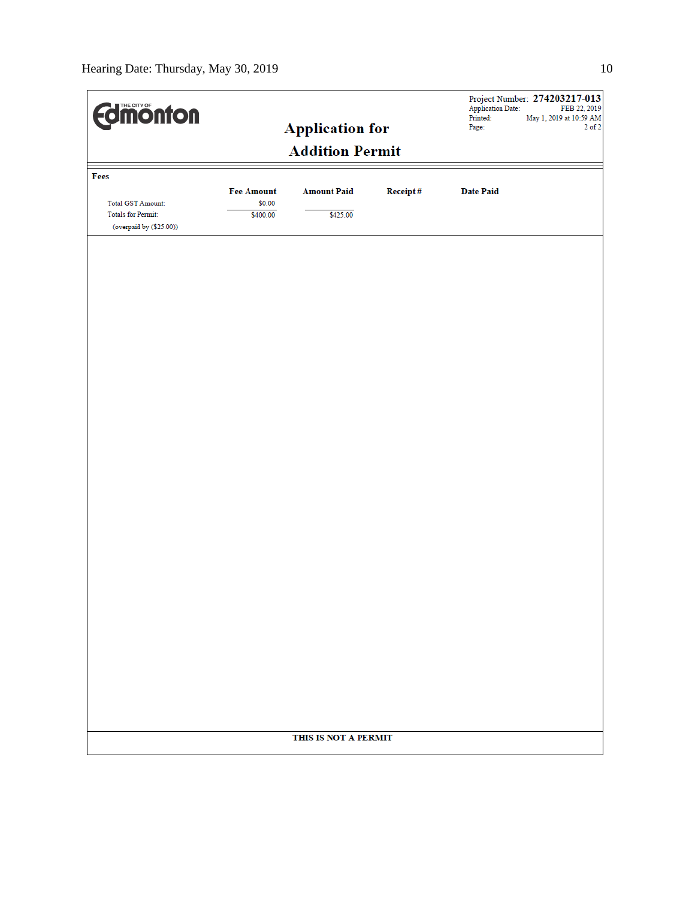Hearing Date: Thursday, May 30, 2019

THE CITY OF Edmonton

# Application for Addition Permit

Project Number: **274203217-013**
Application Date: FEB 22, 2019
Printed: May 1, 2019 at 10:59 AM
Page: 2 of 2

**Fees**

| | Fee Amount | Amount Paid | Receipt # | Date Paid |
|---|---|---|---|---|
| Total GST Amount: | $0.00 | | | |
| Totals for Permit: | $400.00 | $425.00 | | |
| (overpaid by ($25.00)) | | | | |

**THIS IS NOT A PERMIT**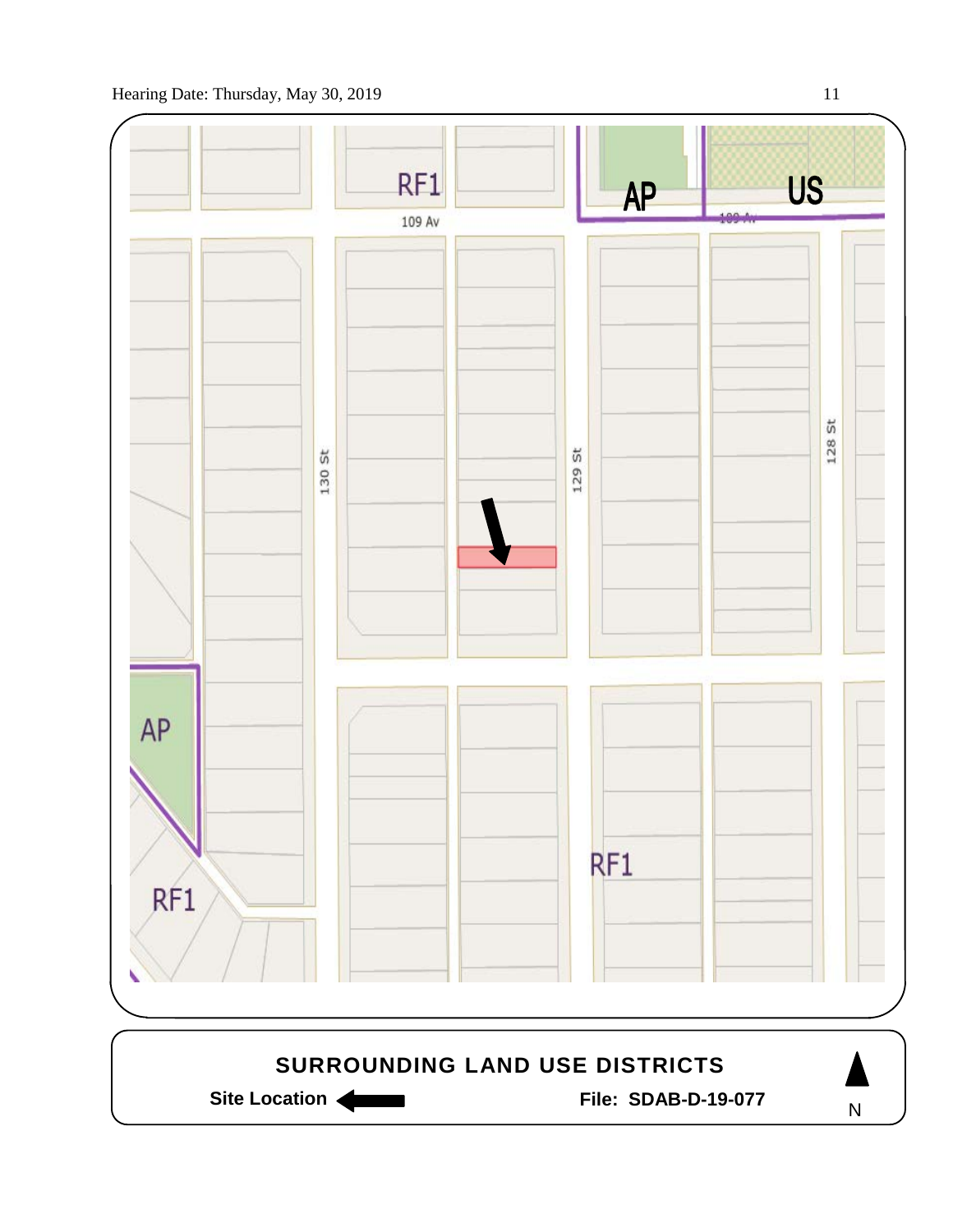Hearing Date: Thursday, May 30, 2019

RF1

109 Av

AP

US

130 St

129 St

128 St

AP

RF1

RF1

**SURROUNDING LAND USE DISTRICTS**

**Site Location** ⬅

**File: SDAB-D-19-077**

N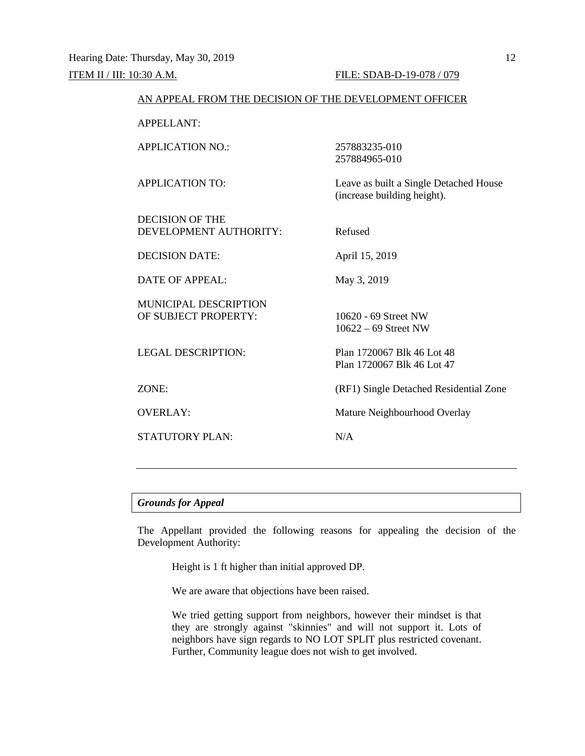Hearing Date: Thursday, May 30, 2019

ITEM II / III: 10:30 A.M. FILE: SDAB-D-19-078 / 079

AN APPEAL FROM THE DECISION OF THE DEVELOPMENT OFFICER

| | |
|---|---|
| APPELLANT: | |
| APPLICATION NO.: | 257883235-010<br>257884965-010 |
| APPLICATION TO: | Leave as built a Single Detached House (increase building height). |
| DECISION OF THE DEVELOPMENT AUTHORITY: | Refused |
| DECISION DATE: | April 15, 2019 |
| DATE OF APPEAL: | May 3, 2019 |
| MUNICIPAL DESCRIPTION OF SUBJECT PROPERTY: | 10620 - 69 Street NW<br>10622 – 69 Street NW |
| LEGAL DESCRIPTION: | Plan 1720067 Blk 46 Lot 48<br>Plan 1720067 Blk 46 Lot 47 |
| ZONE: | (RF1) Single Detached Residential Zone |
| OVERLAY: | Mature Neighbourhood Overlay |
| STATUTORY PLAN: | N/A |

---

### *Grounds for Appeal*

The Appellant provided the following reasons for appealing the decision of the Development Authority:

> Height is 1 ft higher than initial approved DP.
>
> We are aware that objections have been raised.
>
> We tried getting support from neighbors, however their mindset is that they are strongly against "skinnies" and will not support it. Lots of neighbors have sign regards to NO LOT SPLIT plus restricted covenant. Further, Community league does not wish to get involved.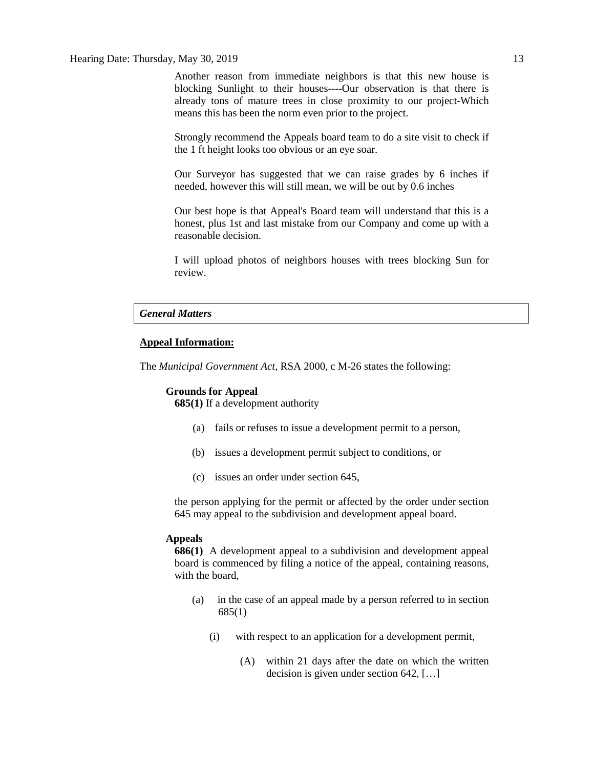Another reason from immediate neighbors is that this new house is blocking Sunlight to their houses----Our observation is that there is already tons of mature trees in close proximity to our project-Which means this has been the norm even prior to the project.

Strongly recommend the Appeals board team to do a site visit to check if the 1 ft height looks too obvious or an eye soar.

Our Surveyor has suggested that we can raise grades by 6 inches if needed, however this will still mean, we will be out by 0.6 inches

Our best hope is that Appeal's Board team will understand that this is a honest, plus 1st and last mistake from our Company and come up with a reasonable decision.

I will upload photos of neighbors houses with trees blocking Sun for review.

## *General Matters*

**<u>Appeal Information:</u>**

The *Municipal Government Act*, RSA 2000, c M-26 states the following:

**Grounds for Appeal**

**685(1)** If a development authority

(a) fails or refuses to issue a development permit to a person,

(b) issues a development permit subject to conditions, or

(c) issues an order under section 645,

the person applying for the permit or affected by the order under section 645 may appeal to the subdivision and development appeal board.

**Appeals**

**686(1)** A development appeal to a subdivision and development appeal board is commenced by filing a notice of the appeal, containing reasons, with the board,

(a) in the case of an appeal made by a person referred to in section 685(1)

(i) with respect to an application for a development permit,

(A) within 21 days after the date on which the written decision is given under section 642, […]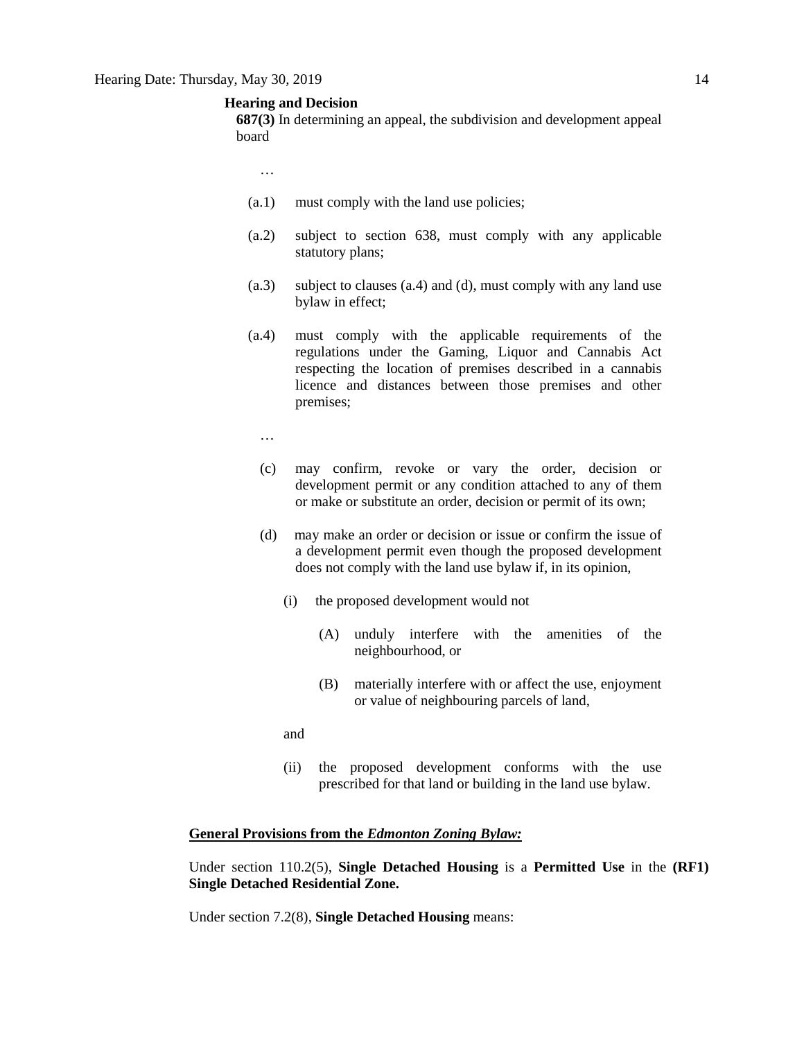**Hearing and Decision**

**687(3)** In determining an appeal, the subdivision and development appeal board

…

(a.1) must comply with the land use policies;

(a.2) subject to section 638, must comply with any applicable statutory plans;

(a.3) subject to clauses (a.4) and (d), must comply with any land use bylaw in effect;

(a.4) must comply with the applicable requirements of the regulations under the Gaming, Liquor and Cannabis Act respecting the location of premises described in a cannabis licence and distances between those premises and other premises;

…

(c) may confirm, revoke or vary the order, decision or development permit or any condition attached to any of them or make or substitute an order, decision or permit of its own;

(d) may make an order or decision or issue or confirm the issue of a development permit even though the proposed development does not comply with the land use bylaw if, in its opinion,

(i) the proposed development would not

(A) unduly interfere with the amenities of the neighbourhood, or

(B) materially interfere with or affect the use, enjoyment or value of neighbouring parcels of land,

and

(ii) the proposed development conforms with the use prescribed for that land or building in the land use bylaw.

**General Provisions from the *Edmonton Zoning Bylaw:***

Under section 110.2(5), **Single Detached Housing** is a **Permitted Use** in the **(RF1) Single Detached Residential Zone.**

Under section 7.2(8), **Single Detached Housing** means: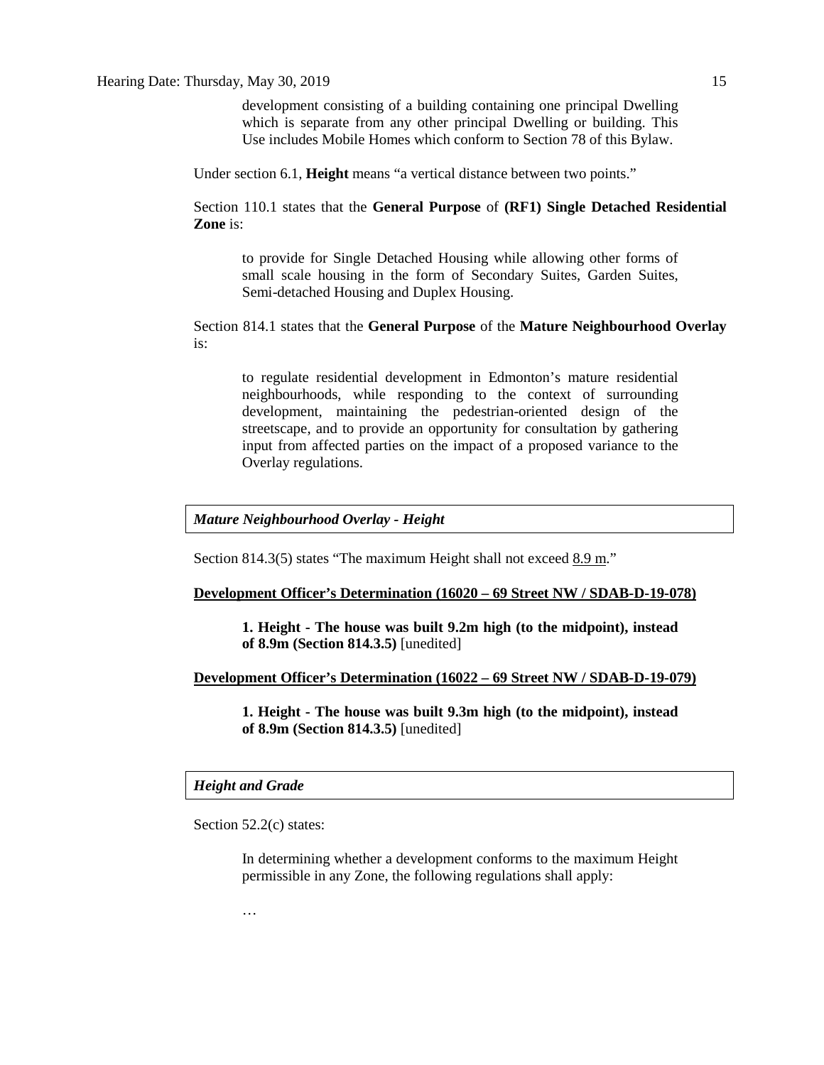> development consisting of a building containing one principal Dwelling which is separate from any other principal Dwelling or building. This Use includes Mobile Homes which conform to Section 78 of this Bylaw.

Under section 6.1, **Height** means "a vertical distance between two points."

Section 110.1 states that the **General Purpose** of **(RF1) Single Detached Residential Zone** is:

> to provide for Single Detached Housing while allowing other forms of small scale housing in the form of Secondary Suites, Garden Suites, Semi-detached Housing and Duplex Housing.

Section 814.1 states that the **General Purpose** of the **Mature Neighbourhood Overlay** is:

> to regulate residential development in Edmonton's mature residential neighbourhoods, while responding to the context of surrounding development, maintaining the pedestrian-oriented design of the streetscape, and to provide an opportunity for consultation by gathering input from affected parties on the impact of a proposed variance to the Overlay regulations.

***Mature Neighbourhood Overlay - Height***

Section 814.3(5) states "The maximum Height shall not exceed 8.9 m."

**Development Officer's Determination (16020 – 69 Street NW / SDAB-D-19-078)**

> **1. Height - The house was built 9.2m high (to the midpoint), instead of 8.9m (Section 814.3.5)** [unedited]

**Development Officer's Determination (16022 – 69 Street NW / SDAB-D-19-079)**

> **1. Height - The house was built 9.3m high (to the midpoint), instead of 8.9m (Section 814.3.5)** [unedited]

***Height and Grade***

Section 52.2(c) states:

> In determining whether a development conforms to the maximum Height permissible in any Zone, the following regulations shall apply:
>
> …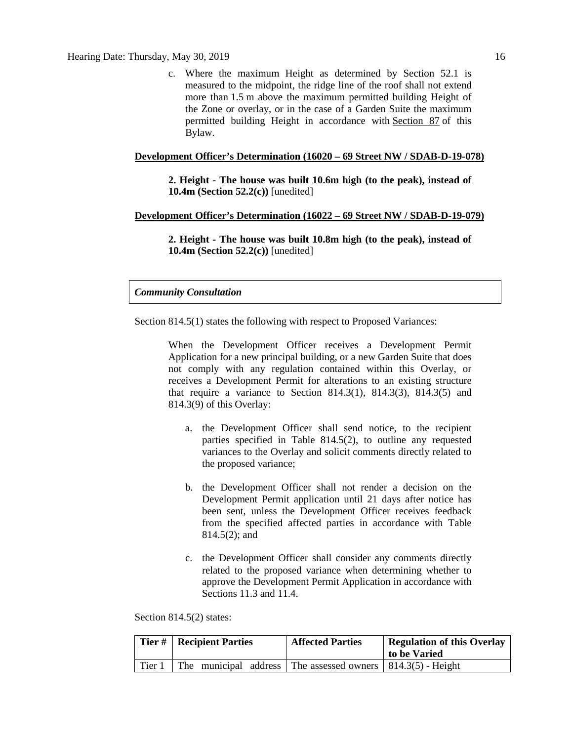c. Where the maximum Height as determined by Section 52.1 is measured to the midpoint, the ridge line of the roof shall not extend more than 1.5 m above the maximum permitted building Height of the Zone or overlay, or in the case of a Garden Suite the maximum permitted building Height in accordance with Section 87 of this Bylaw.

**Development Officer's Determination (16020 – 69 Street NW / SDAB-D-19-078)**

> **2. Height - The house was built 10.6m high (to the peak), instead of 10.4m (Section 52.2(c))** [unedited]

**Development Officer's Determination (16022 – 69 Street NW / SDAB-D-19-079)**

> **2. Height - The house was built 10.8m high (to the peak), instead of 10.4m (Section 52.2(c))** [unedited]

***Community Consultation***

Section 814.5(1) states the following with respect to Proposed Variances:

> When the Development Officer receives a Development Permit Application for a new principal building, or a new Garden Suite that does not comply with any regulation contained within this Overlay, or receives a Development Permit for alterations to an existing structure that require a variance to Section 814.3(1), 814.3(3), 814.3(5) and 814.3(9) of this Overlay:
>
> a. the Development Officer shall send notice, to the recipient parties specified in Table 814.5(2), to outline any requested variances to the Overlay and solicit comments directly related to the proposed variance;
>
> b. the Development Officer shall not render a decision on the Development Permit application until 21 days after notice has been sent, unless the Development Officer receives feedback from the specified affected parties in accordance with Table 814.5(2); and
>
> c. the Development Officer shall consider any comments directly related to the proposed variance when determining whether to approve the Development Permit Application in accordance with Sections 11.3 and 11.4.

Section 814.5(2) states:

| Tier # | Recipient Parties | Affected Parties | Regulation of this Overlay to be Varied |
|---|---|---|---|
| Tier 1 | The municipal address | The assessed owners | 814.3(5) - Height |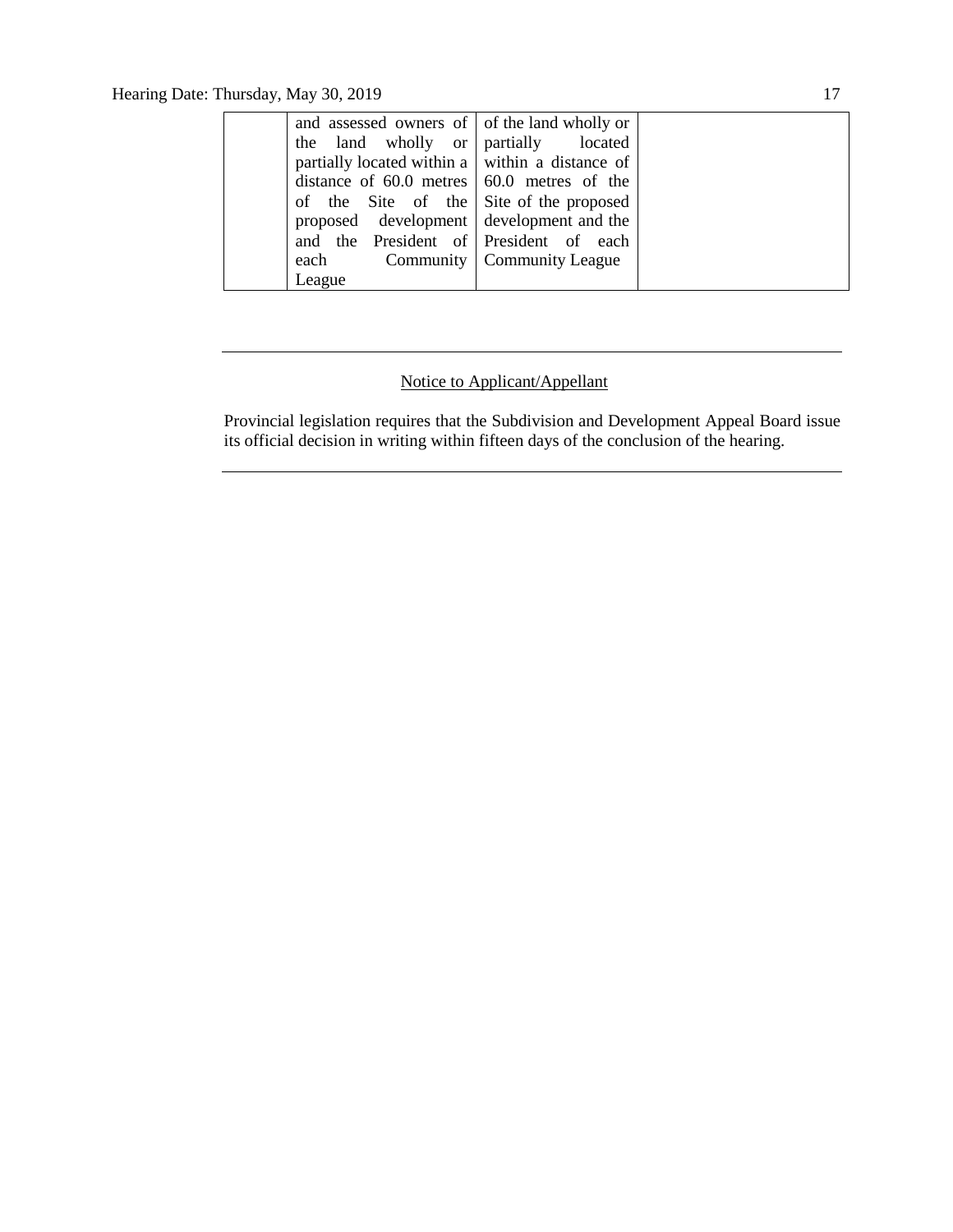| | and assessed owners of the land wholly or partially located within a distance of 60.0 metres of the Site of the proposed development and the President of each Community League | of the land wholly or partially located within a distance of 60.0 metres of the Site of the proposed development and the President of each Community League | |
|---|---|---|---|

---

Notice to Applicant/Appellant

Provincial legislation requires that the Subdivision and Development Appeal Board issue its official decision in writing within fifteen days of the conclusion of the hearing.

---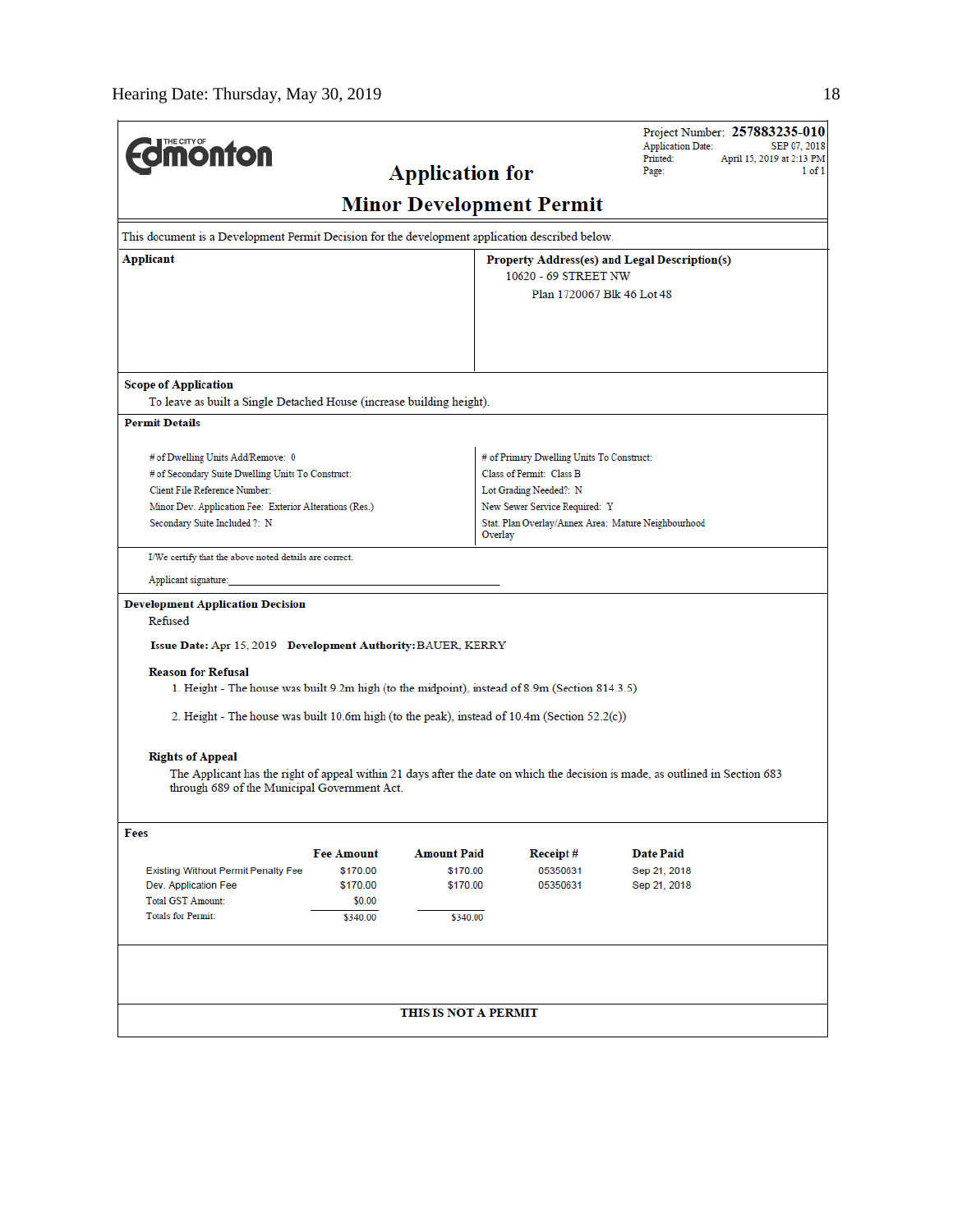THE CITY OF Edmonton

Project Number: **257883235-010**
Application Date: SEP 07, 2018
Printed: April 15, 2019 at 2:13 PM
Page: 1 of 1

# Application for
# Minor Development Permit

This document is a Development Permit Decision for the development application described below.

**Applicant**

**Property Address(es) and Legal Description(s)**
10620 - 69 STREET NW
Plan 1720067 Blk 46 Lot 48

**Scope of Application**
To leave as built a Single Detached House (increase building height).

**Permit Details**

# of Dwelling Units Add/Remove: 0
# of Secondary Suite Dwelling Units To Construct:
Client File Reference Number:
Minor Dev. Application Fee: Exterior Alterations (Res.)
Secondary Suite Included ?: N

# of Primary Dwelling Units To Construct:
Class of Permit: Class B
Lot Grading Needed?: N
New Sewer Service Required: Y
Stat. Plan Overlay/Annex Area: Mature Neighbourhood Overlay

I/We certify that the above noted details are correct.

Applicant signature:______________________________

**Development Application Decision**
Refused

**Issue Date:** Apr 15, 2019 **Development Authority:** BAUER, KERRY

**Reason for Refusal**

1. Height - The house was built 9.2m high (to the midpoint), instead of 8.9m (Section 814.3.5)

2. Height - The house was built 10.6m high (to the peak), instead of 10.4m (Section 52.2(c))

**Rights of Appeal**
The Applicant has the right of appeal within 21 days after the date on which the decision is made, as outlined in Section 683 through 689 of the Municipal Government Act.

**Fees**

| | Fee Amount | Amount Paid | Receipt # | Date Paid |
|---|---|---|---|---|
| Existing Without Permit Penalty Fee | $170.00 | $170.00 | 05350631 | Sep 21, 2018 |
| Dev. Application Fee | $170.00 | $170.00 | 05350631 | Sep 21, 2018 |
| Total GST Amount: | $0.00 | | | |
| Totals for Permit: | $340.00 | $340.00 | | |

**THIS IS NOT A PERMIT**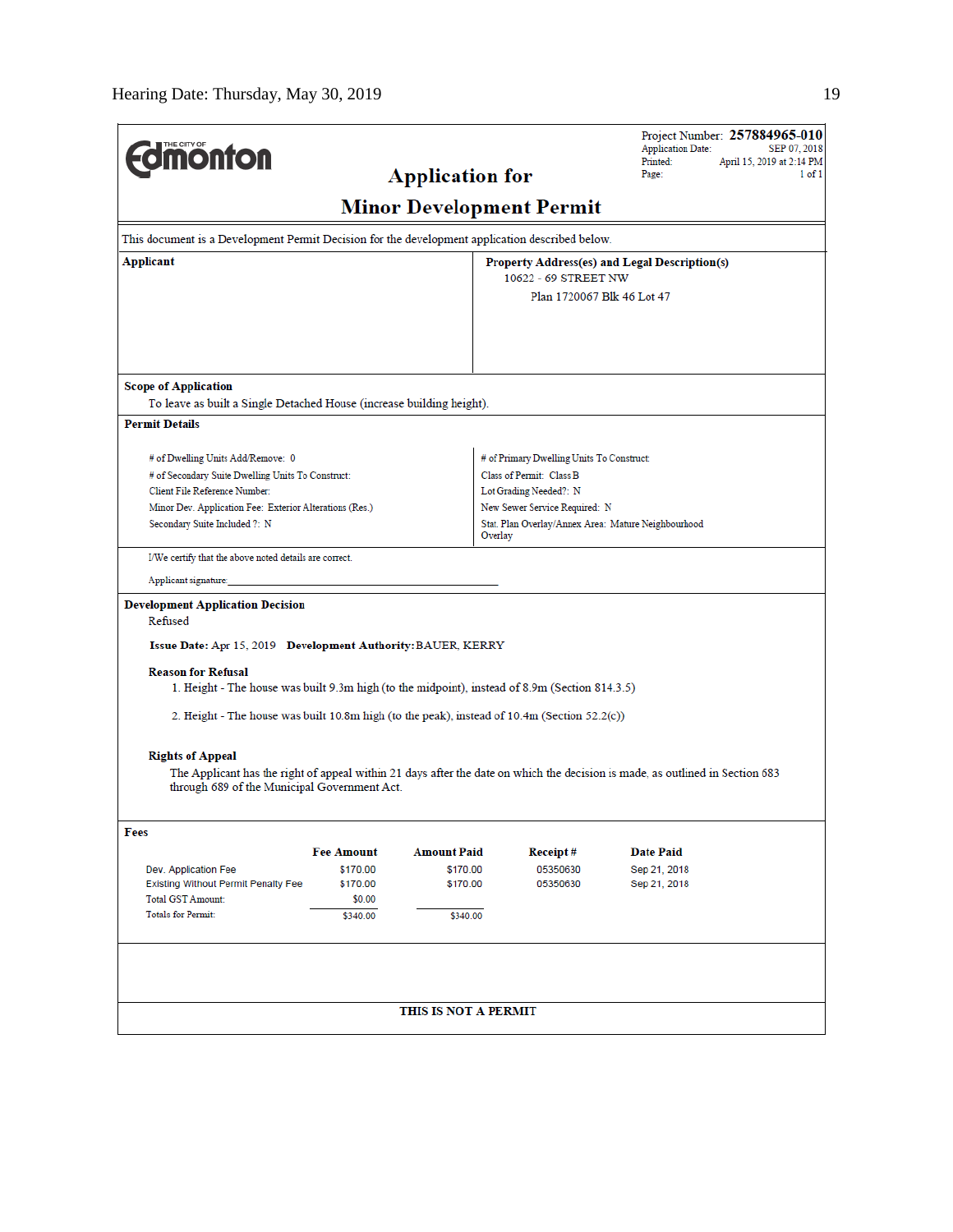Edmonton

# Application for Minor Development Permit

Project Number: **257884965-010**
Application Date: SEP 07, 2018
Printed: April 15, 2019 at 2:14 PM
Page: 1 of 1

This document is a Development Permit Decision for the development application described below.

**Applicant**

**Property Address(es) and Legal Description(s)**
10622 - 69 STREET NW
Plan 1720067 Blk 46 Lot 47

**Scope of Application**
To leave as built a Single Detached House (increase building height).

**Permit Details**

# of Dwelling Units Add/Remove: 0
# of Secondary Suite Dwelling Units To Construct:
Client File Reference Number:
Minor Dev. Application Fee: Exterior Alterations (Res.)
Secondary Suite Included ?: N

# of Primary Dwelling Units To Construct:
Class of Permit: Class B
Lot Grading Needed?: N
New Sewer Service Required: N
Stat. Plan Overlay/Annex Area: Mature Neighbourhood Overlay

I/We certify that the above noted details are correct.

Applicant signature:____________________

**Development Application Decision**
Refused

**Issue Date:** Apr 15, 2019 **Development Authority:** BAUER, KERRY

**Reason for Refusal**

1. Height - The house was built 9.3m high (to the midpoint), instead of 8.9m (Section 814.3.5)
2. Height - The house was built 10.8m high (to the peak), instead of 10.4m (Section 52.2(c))

**Rights of Appeal**
The Applicant has the right of appeal within 21 days after the date on which the decision is made, as outlined in Section 683 through 689 of the Municipal Government Act.

**Fees**

| | Fee Amount | Amount Paid | Receipt # | Date Paid |
|---|---|---|---|---|
| Dev. Application Fee | $170.00 | $170.00 | 05350630 | Sep 21, 2018 |
| Existing Without Permit Penalty Fee | $170.00 | $170.00 | 05350630 | Sep 21, 2018 |
| Total GST Amount: | $0.00 | | | |
| Totals for Permit: | $340.00 | $340.00 | | |

**THIS IS NOT A PERMIT**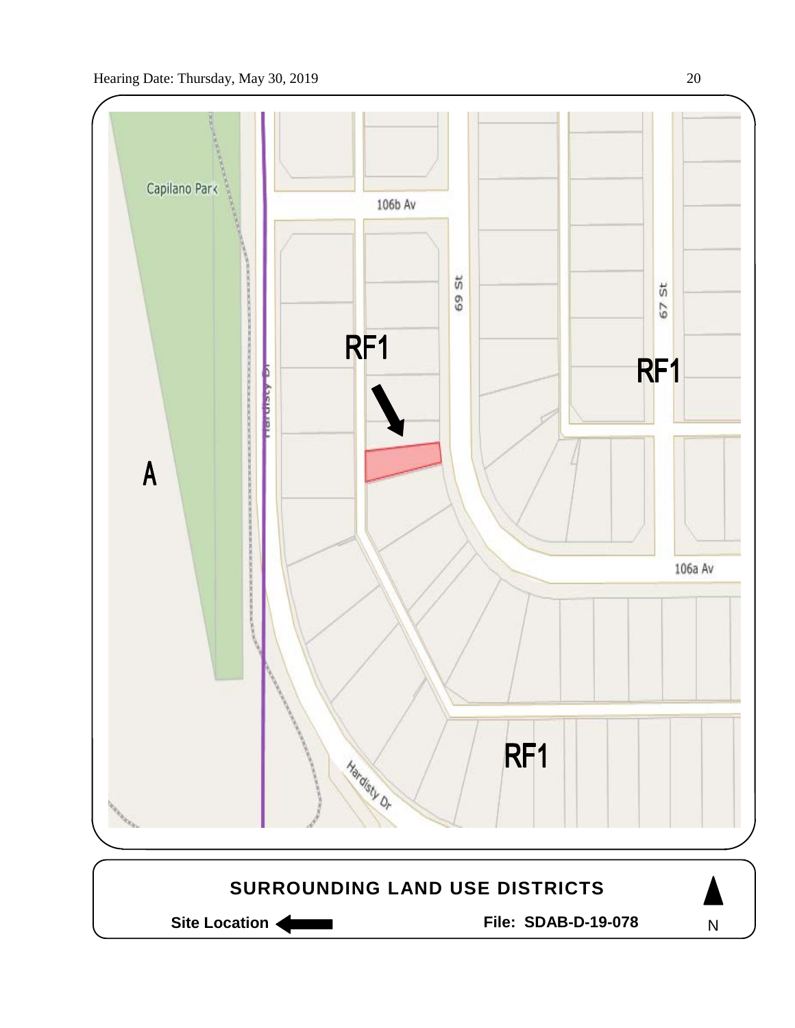Capilano Park

106b Av

69 St

67 St

Hardisty Dr

RF1

RF1

A

106a Av

Hardisty Dr

RF1

**SURROUNDING LAND USE DISTRICTS**

**Site Location** ⟵

**File: SDAB-D-19-078**

N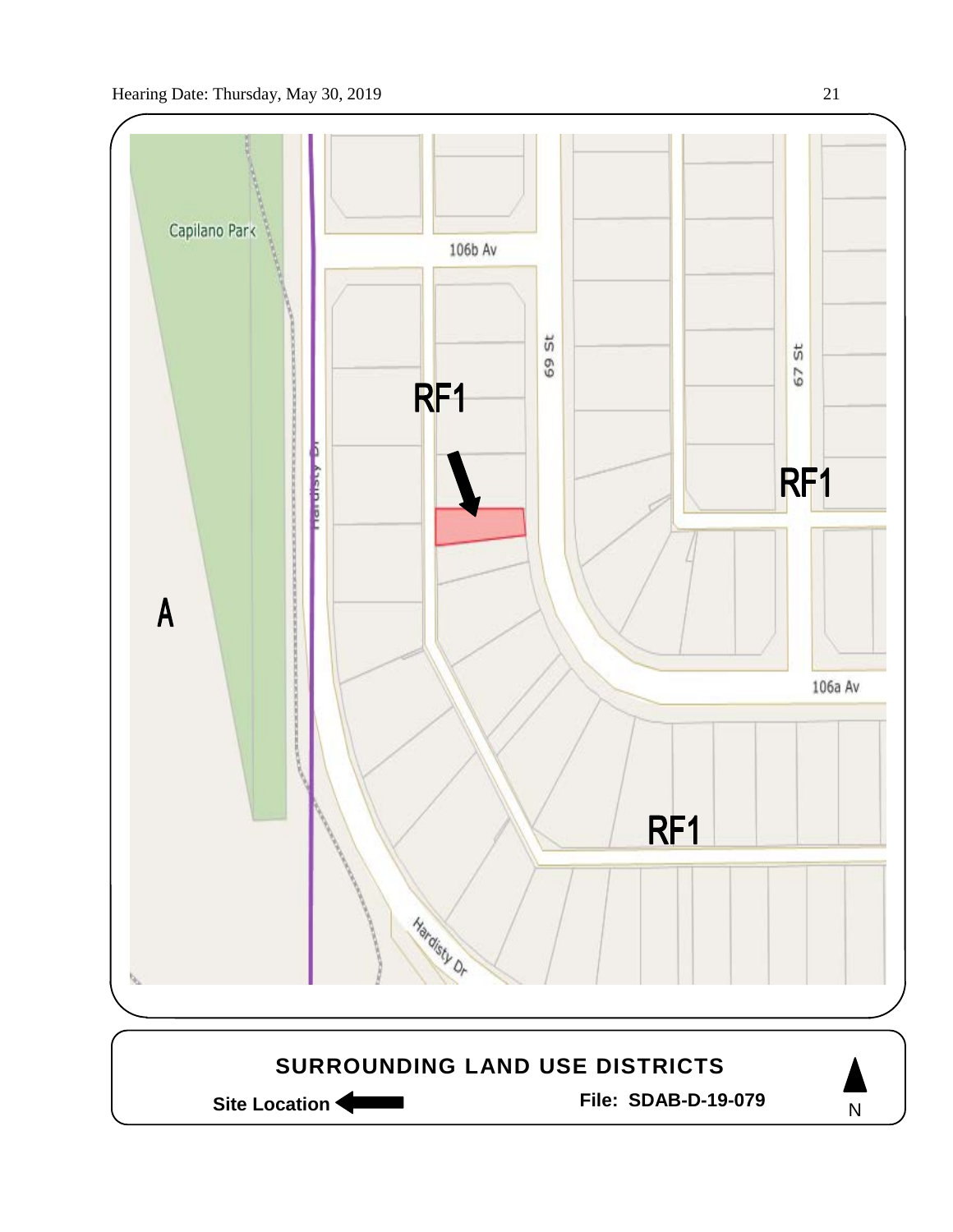Capilano Park

106b Av

69 St

67 St

RF1

RF1

RF1

A

Hardisty Dr

106a Av

Hardisty Dr

**SURROUNDING LAND USE DISTRICTS**

**Site Location**

**File: SDAB-D-19-079**

N